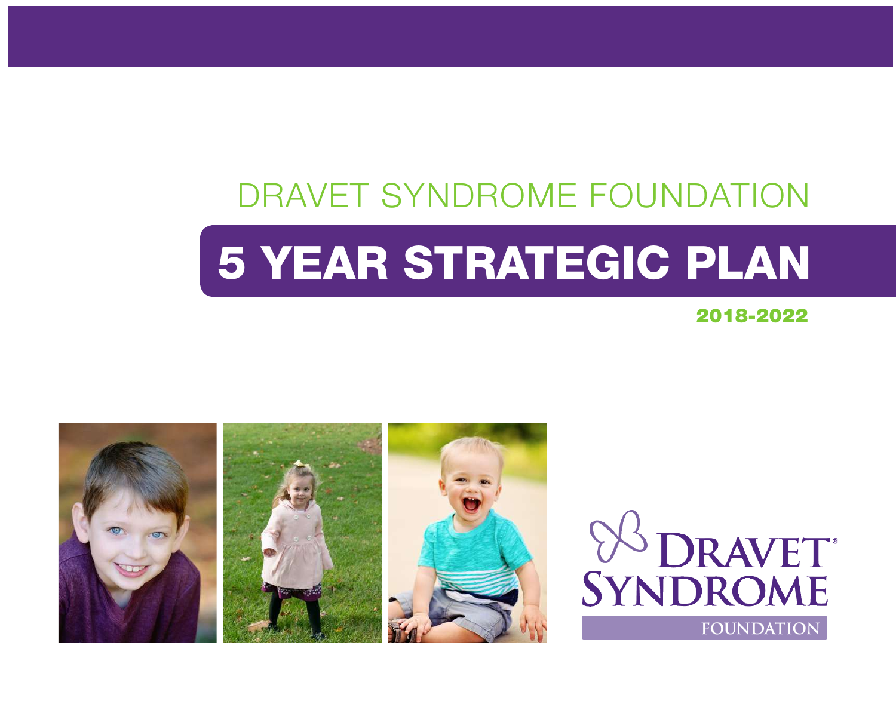DRAVET SYNDROME FOUNDATION

# 5 YEAR STRATEGIC PLAN

**2018-2022**

DRAVET SYNDROME FOUNDATION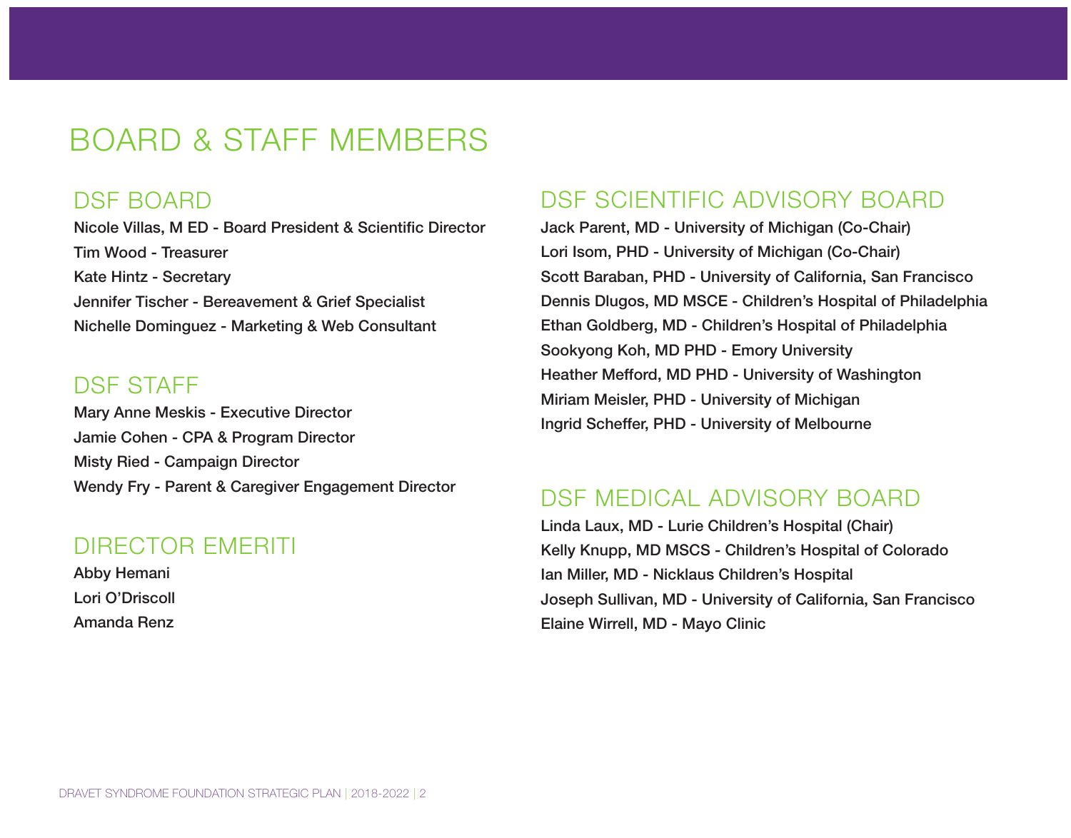# BOARD & STAFF MEMBERS

## DSF BOARD

Nicole Villas, M ED - Board President & Scientific Director
Tim Wood - Treasurer
Kate Hintz - Secretary
Jennifer Tischer - Bereavement & Grief Specialist
Nichelle Dominguez - Marketing & Web Consultant

## DSF STAFF

Mary Anne Meskis - Executive Director
Jamie Cohen - CPA & Program Director
Misty Ried - Campaign Director
Wendy Fry - Parent & Caregiver Engagement Director

## DIRECTOR EMERITI

Abby Hemani
Lori O'Driscoll
Amanda Renz

## DSF SCIENTIFIC ADVISORY BOARD

Jack Parent, MD - University of Michigan (Co-Chair)
Lori Isom, PHD - University of Michigan (Co-Chair)
Scott Baraban, PHD - University of California, San Francisco
Dennis Dlugos, MD MSCE - Children's Hospital of Philadelphia
Ethan Goldberg, MD - Children's Hospital of Philadelphia
Sookyong Koh, MD PHD - Emory University
Heather Mefford, MD PHD - University of Washington
Miriam Meisler, PHD - University of Michigan
Ingrid Scheffer, PHD - University of Melbourne

## DSF MEDICAL ADVISORY BOARD

Linda Laux, MD - Lurie Children's Hospital (Chair)
Kelly Knupp, MD MSCS - Children's Hospital of Colorado
Ian Miller, MD - Nicklaus Children's Hospital
Joseph Sullivan, MD - University of California, San Francisco
Elaine Wirrell, MD - Mayo Clinic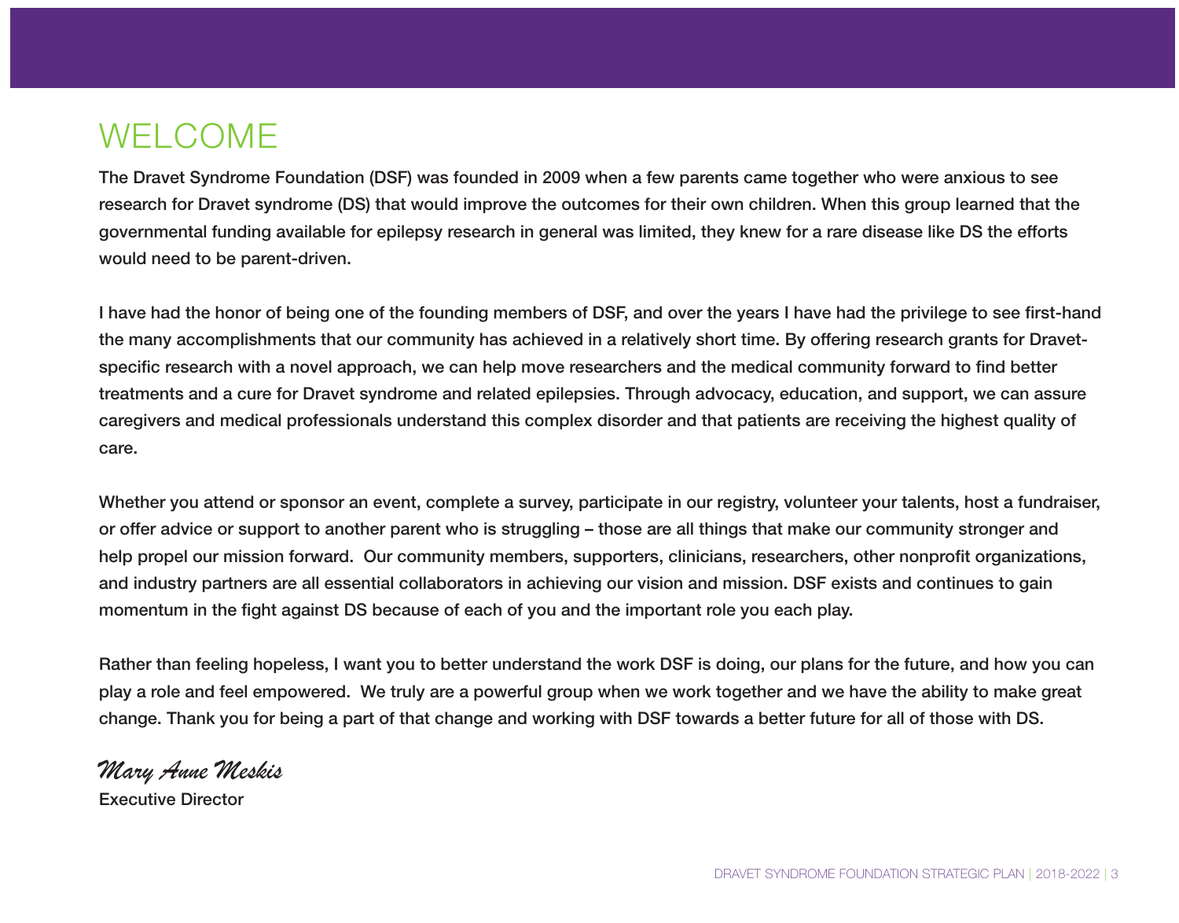# WELCOME

The Dravet Syndrome Foundation (DSF) was founded in 2009 when a few parents came together who were anxious to see research for Dravet syndrome (DS) that would improve the outcomes for their own children. When this group learned that the governmental funding available for epilepsy research in general was limited, they knew for a rare disease like DS the efforts would need to be parent-driven.

I have had the honor of being one of the founding members of DSF, and over the years I have had the privilege to see first-hand the many accomplishments that our community has achieved in a relatively short time. By offering research grants for Dravet-specific research with a novel approach, we can help move researchers and the medical community forward to find better treatments and a cure for Dravet syndrome and related epilepsies. Through advocacy, education, and support, we can assure caregivers and medical professionals understand this complex disorder and that patients are receiving the highest quality of care.

Whether you attend or sponsor an event, complete a survey, participate in our registry, volunteer your talents, host a fundraiser, or offer advice or support to another parent who is struggling – those are all things that make our community stronger and help propel our mission forward. Our community members, supporters, clinicians, researchers, other nonprofit organizations, and industry partners are all essential collaborators in achieving our vision and mission. DSF exists and continues to gain momentum in the fight against DS because of each of you and the important role you each play.

Rather than feeling hopeless, I want you to better understand the work DSF is doing, our plans for the future, and how you can play a role and feel empowered. We truly are a powerful group when we work together and we have the ability to make great change. Thank you for being a part of that change and working with DSF towards a better future for all of those with DS.

*Mary Anne Meskis*
Executive Director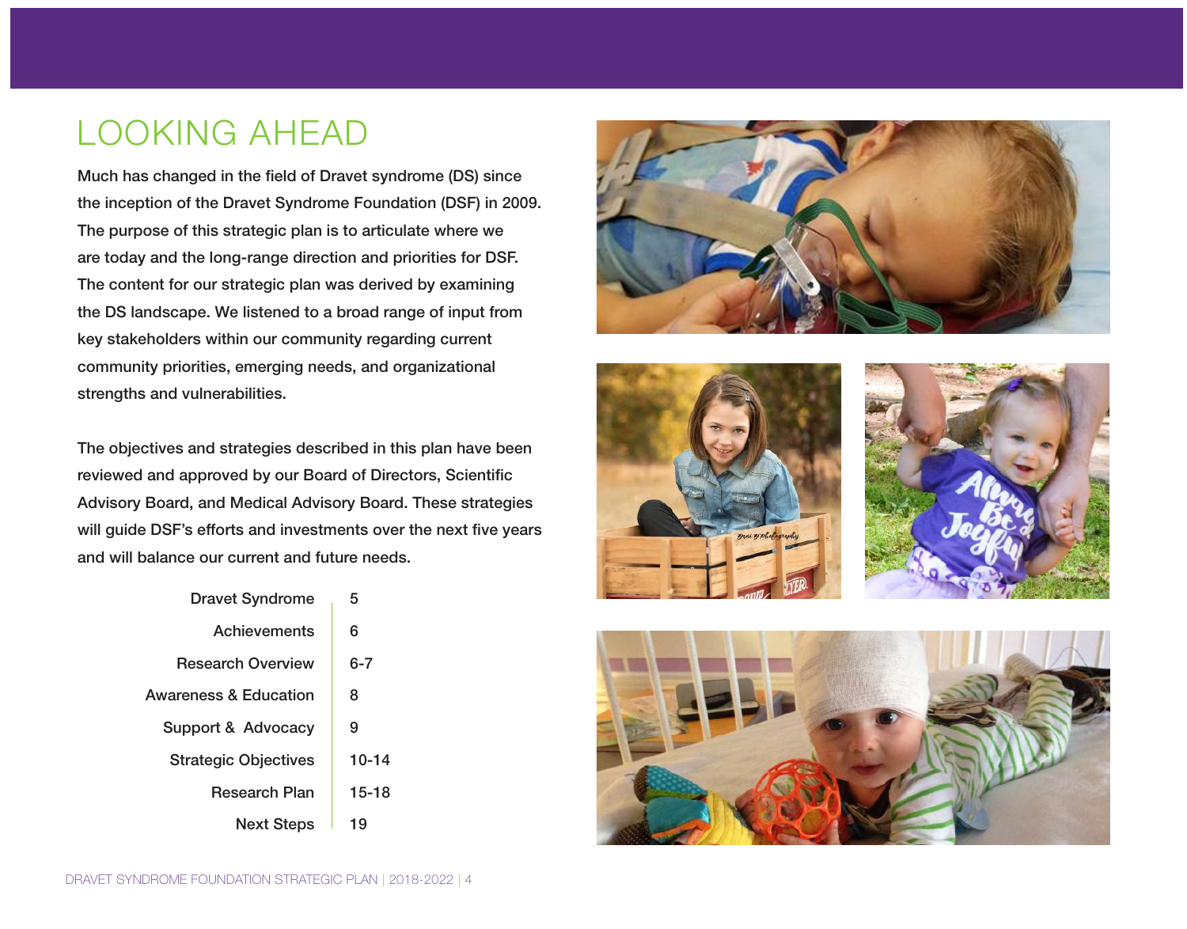# LOOKING AHEAD

Much has changed in the field of Dravet syndrome (DS) since the inception of the Dravet Syndrome Foundation (DSF) in 2009. The purpose of this strategic plan is to articulate where we are today and the long-range direction and priorities for DSF. The content for our strategic plan was derived by examining the DS landscape. We listened to a broad range of input from key stakeholders within our community regarding current community priorities, emerging needs, and organizational strengths and vulnerabilities.

The objectives and strategies described in this plan have been reviewed and approved by our Board of Directors, Scientific Advisory Board, and Medical Advisory Board. These strategies will guide DSF's efforts and investments over the next five years and will balance our current and future needs.

| | |
|---|---|
| Dravet Syndrome | 5 |
| Achievements | 6 |
| Research Overview | 6-7 |
| Awareness & Education | 8 |
| Support & Advocacy | 9 |
| Strategic Objectives | 10-14 |
| Research Plan | 15-18 |
| Next Steps | 19 |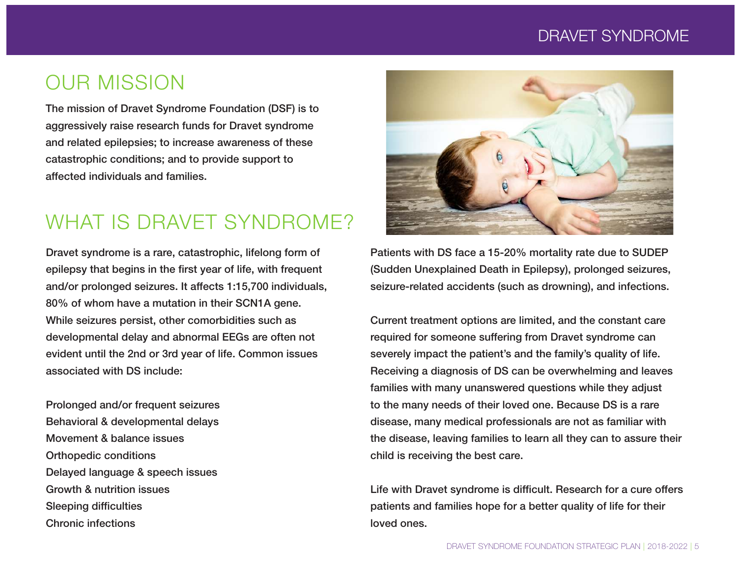## OUR MISSION

The mission of Dravet Syndrome Foundation (DSF) is to aggressively raise research funds for Dravet syndrome and related epilepsies; to increase awareness of these catastrophic conditions; and to provide support to affected individuals and families.

## WHAT IS DRAVET SYNDROME?

Dravet syndrome is a rare, catastrophic, lifelong form of epilepsy that begins in the first year of life, with frequent and/or prolonged seizures. It affects 1:15,700 individuals, 80% of whom have a mutation in their SCN1A gene. While seizures persist, other comorbidities such as developmental delay and abnormal EEGs are often not evident until the 2nd or 3rd year of life. Common issues associated with DS include:

Prolonged and/or frequent seizures
Behavioral & developmental delays
Movement & balance issues
Orthopedic conditions
Delayed language & speech issues
Growth & nutrition issues
Sleeping difficulties
Chronic infections

Patients with DS face a 15-20% mortality rate due to SUDEP (Sudden Unexplained Death in Epilepsy), prolonged seizures, seizure-related accidents (such as drowning), and infections.

Current treatment options are limited, and the constant care required for someone suffering from Dravet syndrome can severely impact the patient's and the family's quality of life. Receiving a diagnosis of DS can be overwhelming and leaves families with many unanswered questions while they adjust to the many needs of their loved one. Because DS is a rare disease, many medical professionals are not as familiar with the disease, leaving families to learn all they can to assure their child is receiving the best care.

Life with Dravet syndrome is difficult. Research for a cure offers patients and families hope for a better quality of life for their loved ones.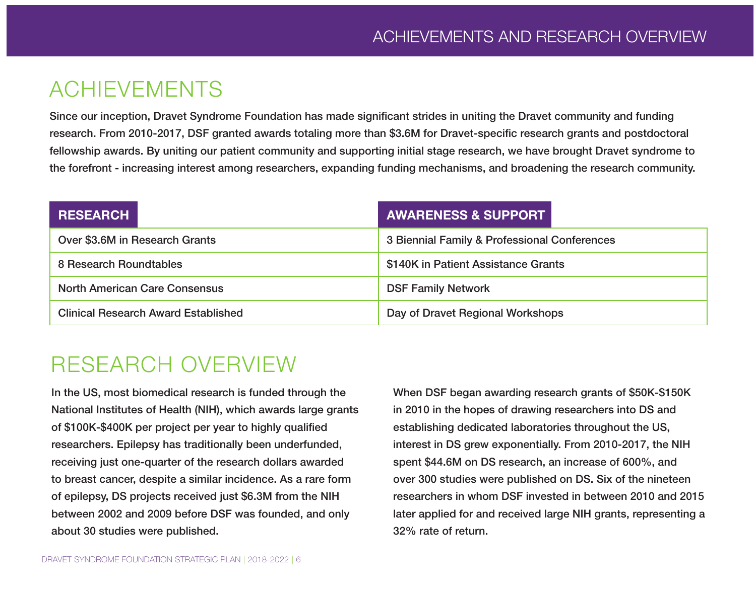# ACHIEVEMENTS

**Since our inception, Dravet Syndrome Foundation has made significant strides in uniting the Dravet community and funding research. From 2010-2017, DSF granted awards totaling more than $3.6M for Dravet-specific research grants and postdoctoral fellowship awards. By uniting our patient community and supporting initial stage research, we have brought Dravet syndrome to the forefront - increasing interest among researchers, expanding funding mechanisms, and broadening the research community.**

| RESEARCH | AWARENESS & SUPPORT |
| --- | --- |
| Over $3.6M in Research Grants | 3 Biennial Family & Professional Conferences |
| 8 Research Roundtables | $140K in Patient Assistance Grants |
| North American Care Consensus | DSF Family Network |
| Clinical Research Award Established | Day of Dravet Regional Workshops |

# RESEARCH OVERVIEW

In the US, most biomedical research is funded through the National Institutes of Health (NIH), which awards large grants of $100K-$400K per project per year to highly qualified researchers. Epilepsy has traditionally been underfunded, receiving just one-quarter of the research dollars awarded to breast cancer, despite a similar incidence. As a rare form of epilepsy, DS projects received just $6.3M from the NIH between 2002 and 2009 before DSF was founded, and only about 30 studies were published.

When DSF began awarding research grants of $50K-$150K in 2010 in the hopes of drawing researchers into DS and establishing dedicated laboratories throughout the US, interest in DS grew exponentially. From 2010-2017, the NIH spent $44.6M on DS research, an increase of 600%, and over 300 studies were published on DS. Six of the nineteen researchers in whom DSF invested in between 2010 and 2015 later applied for and received large NIH grants, representing a 32% rate of return.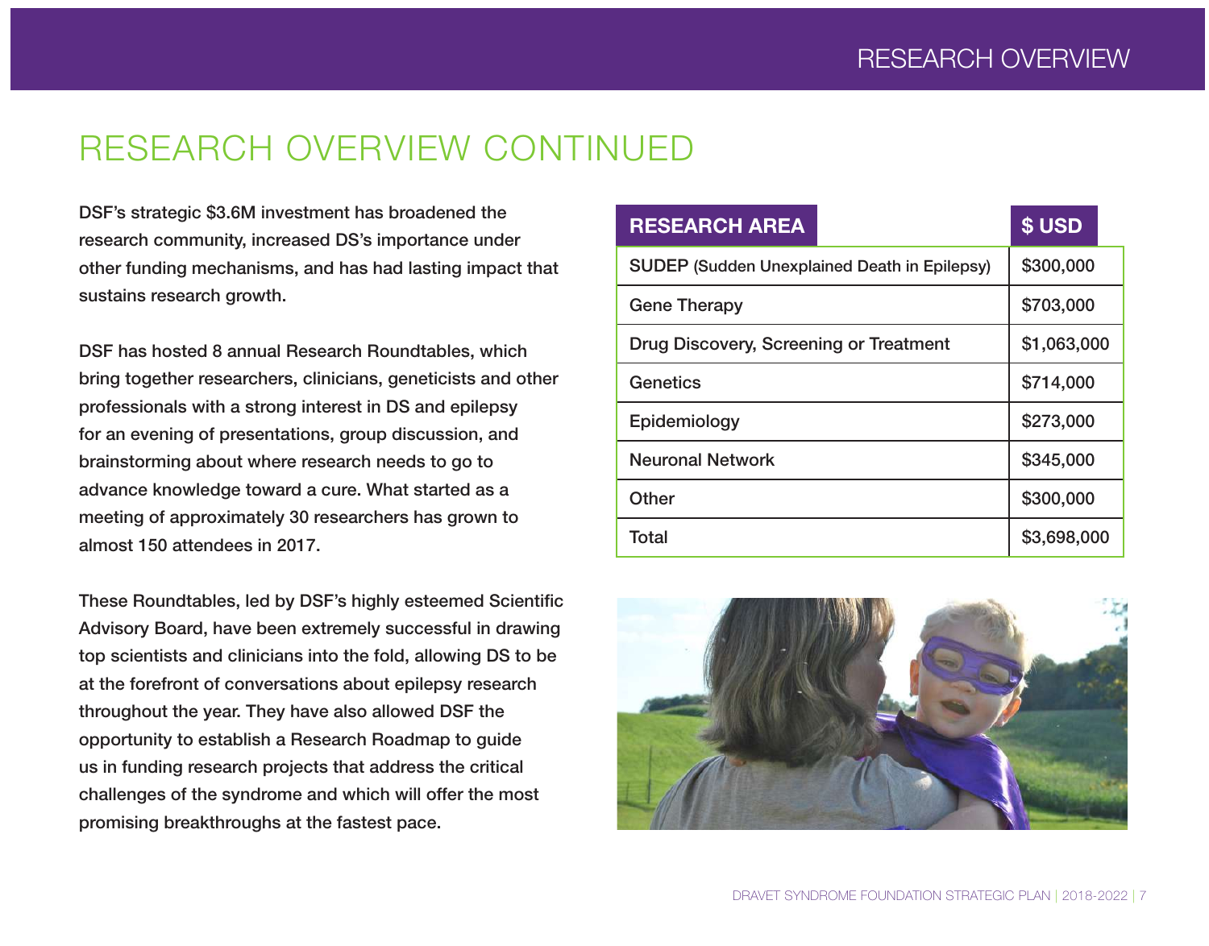# RESEARCH OVERVIEW CONTINUED

DSF's strategic $3.6M investment has broadened the research community, increased DS's importance under other funding mechanisms, and has had lasting impact that sustains research growth.

DSF has hosted 8 annual Research Roundtables, which bring together researchers, clinicians, geneticists and other professionals with a strong interest in DS and epilepsy for an evening of presentations, group discussion, and brainstorming about where research needs to go to advance knowledge toward a cure. What started as a meeting of approximately 30 researchers has grown to almost 150 attendees in 2017.

These Roundtables, led by DSF's highly esteemed Scientific Advisory Board, have been extremely successful in drawing top scientists and clinicians into the fold, allowing DS to be at the forefront of conversations about epilepsy research throughout the year. They have also allowed DSF the opportunity to establish a Research Roadmap to guide us in funding research projects that address the critical challenges of the syndrome and which will offer the most promising breakthroughs at the fastest pace.

| RESEARCH AREA | $ USD |
|---|---|
| SUDEP (Sudden Unexplained Death in Epilepsy) | $300,000 |
| Gene Therapy | $703,000 |
| Drug Discovery, Screening or Treatment | $1,063,000 |
| Genetics | $714,000 |
| Epidemiology | $273,000 |
| Neuronal Network | $345,000 |
| Other | $300,000 |
| Total | $3,698,000 |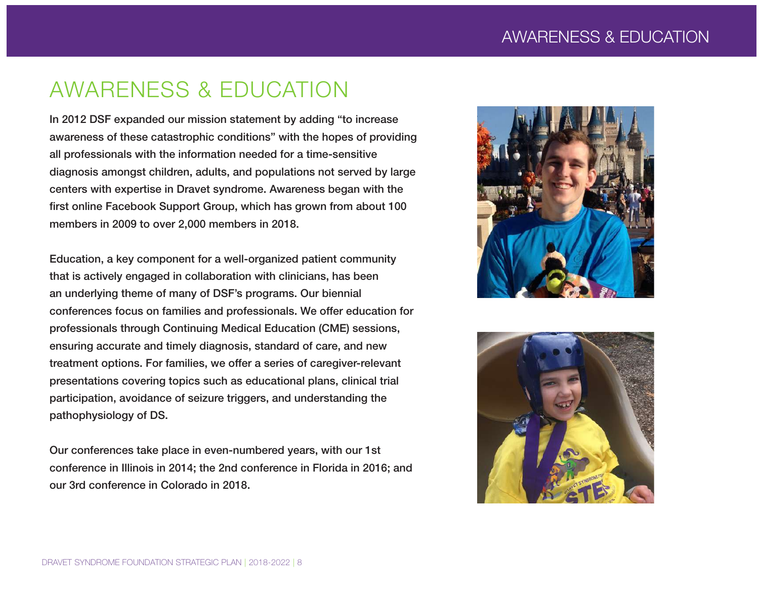# AWARENESS & EDUCATION

In 2012 DSF expanded our mission statement by adding "to increase awareness of these catastrophic conditions" with the hopes of providing all professionals with the information needed for a time-sensitive diagnosis amongst children, adults, and populations not served by large centers with expertise in Dravet syndrome. Awareness began with the first online Facebook Support Group, which has grown from about 100 members in 2009 to over 2,000 members in 2018.

Education, a key component for a well-organized patient community that is actively engaged in collaboration with clinicians, has been an underlying theme of many of DSF's programs. Our biennial conferences focus on families and professionals. We offer education for professionals through Continuing Medical Education (CME) sessions, ensuring accurate and timely diagnosis, standard of care, and new treatment options. For families, we offer a series of caregiver-relevant presentations covering topics such as educational plans, clinical trial participation, avoidance of seizure triggers, and understanding the pathophysiology of DS.

Our conferences take place in even-numbered years, with our 1st conference in Illinois in 2014; the 2nd conference in Florida in 2016; and our 3rd conference in Colorado in 2018.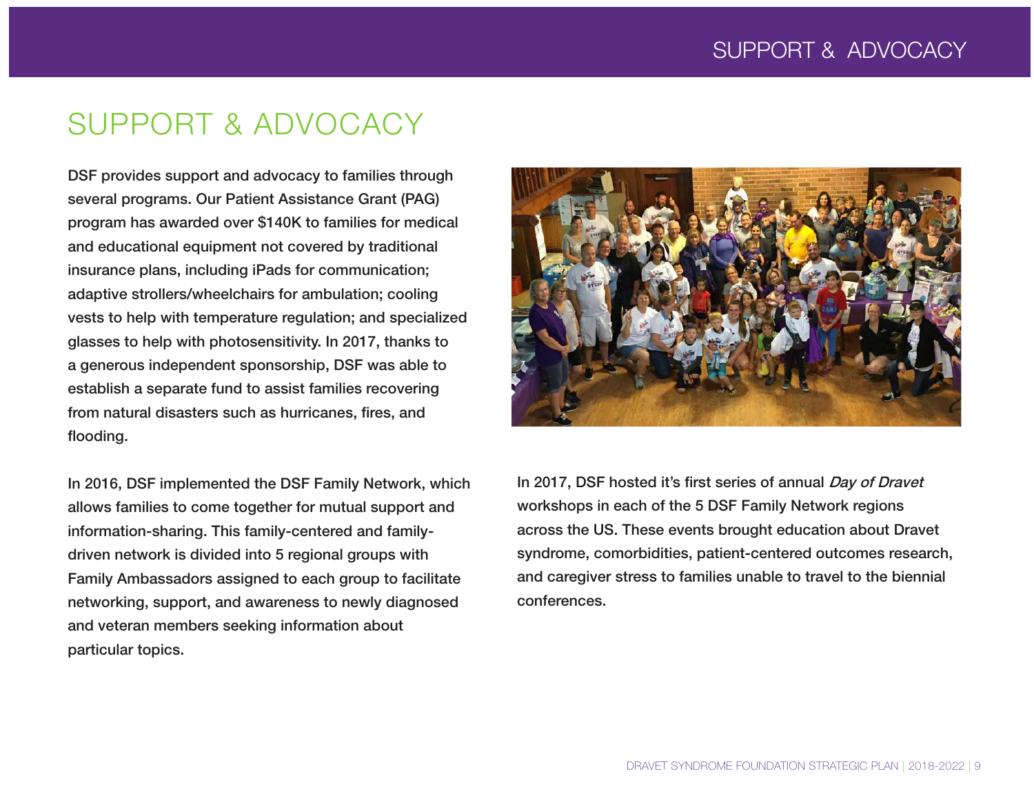# SUPPORT & ADVOCACY

DSF provides support and advocacy to families through several programs. Our Patient Assistance Grant (PAG) program has awarded over $140K to families for medical and educational equipment not covered by traditional insurance plans, including iPads for communication; adaptive strollers/wheelchairs for ambulation; cooling vests to help with temperature regulation; and specialized glasses to help with photosensitivity. In 2017, thanks to a generous independent sponsorship, DSF was able to establish a separate fund to assist families recovering from natural disasters such as hurricanes, fires, and flooding.

In 2016, DSF implemented the DSF Family Network, which allows families to come together for mutual support and information-sharing. This family-centered and family-driven network is divided into 5 regional groups with Family Ambassadors assigned to each group to facilitate networking, support, and awareness to newly diagnosed and veteran members seeking information about particular topics.

In 2017, DSF hosted it's first series of annual *Day of Dravet* workshops in each of the 5 DSF Family Network regions across the US. These events brought education about Dravet syndrome, comorbidities, patient-centered outcomes research, and caregiver stress to families unable to travel to the biennial conferences.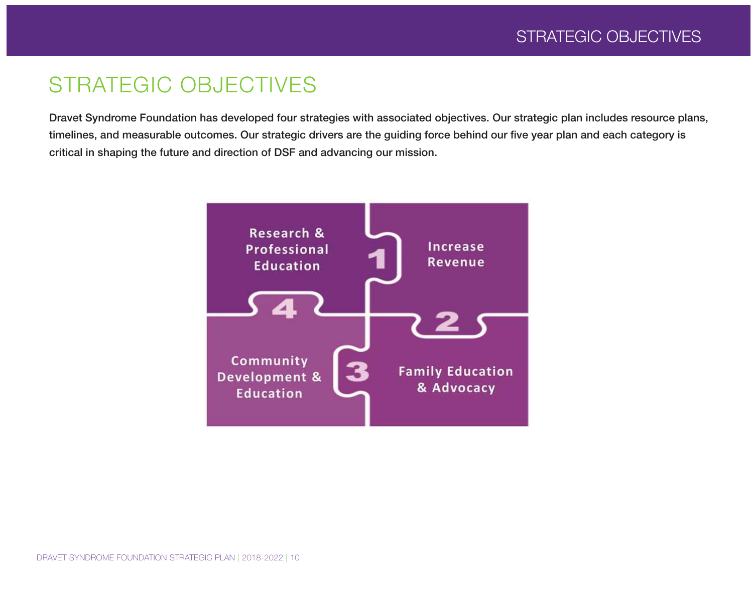# STRATEGIC OBJECTIVES

**Dravet Syndrome Foundation has developed four strategies with associated objectives. Our strategic plan includes resource plans, timelines, and measurable outcomes. Our strategic drivers are the guiding force behind our five year plan and each category is critical in shaping the future and direction of DSF and advancing our mission.**

1. Increase Revenue
2. Family Education & Advocacy
3. Community Development & Education
4. Research & Professional Education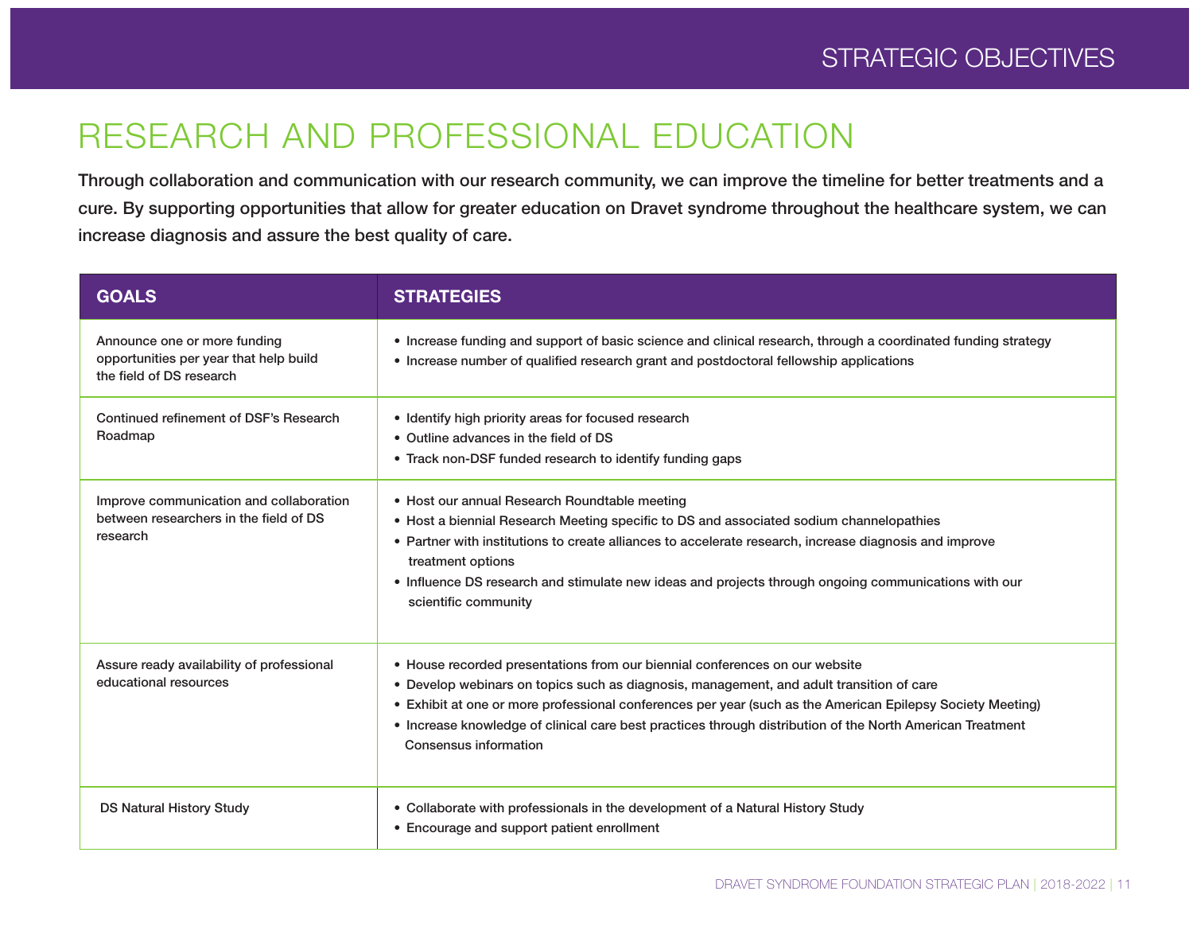# STRATEGIC OBJECTIVES

## RESEARCH AND PROFESSIONAL EDUCATION

**Through collaboration and communication with our research community, we can improve the timeline for better treatments and a cure. By supporting opportunities that allow for greater education on Dravet syndrome throughout the healthcare system, we can increase diagnosis and assure the best quality of care.**

| GOALS | STRATEGIES |
|---|---|
| Announce one or more funding opportunities per year that help build the field of DS research | • Increase funding and support of basic science and clinical research, through a coordinated funding strategy<br>• Increase number of qualified research grant and postdoctoral fellowship applications |
| Continued refinement of DSF's Research Roadmap | • Identify high priority areas for focused research<br>• Outline advances in the field of DS<br>• Track non-DSF funded research to identify funding gaps |
| Improve communication and collaboration between researchers in the field of DS research | • Host our annual Research Roundtable meeting<br>• Host a biennial Research Meeting specific to DS and associated sodium channelopathies<br>• Partner with institutions to create alliances to accelerate research, increase diagnosis and improve treatment options<br>• Influence DS research and stimulate new ideas and projects through ongoing communications with our scientific community |
| Assure ready availability of professional educational resources | • House recorded presentations from our biennial conferences on our website<br>• Develop webinars on topics such as diagnosis, management, and adult transition of care<br>• Exhibit at one or more professional conferences per year (such as the American Epilepsy Society Meeting)<br>• Increase knowledge of clinical care best practices through distribution of the North American Treatment Consensus information |
| DS Natural History Study | • Collaborate with professionals in the development of a Natural History Study<br>• Encourage and support patient enrollment |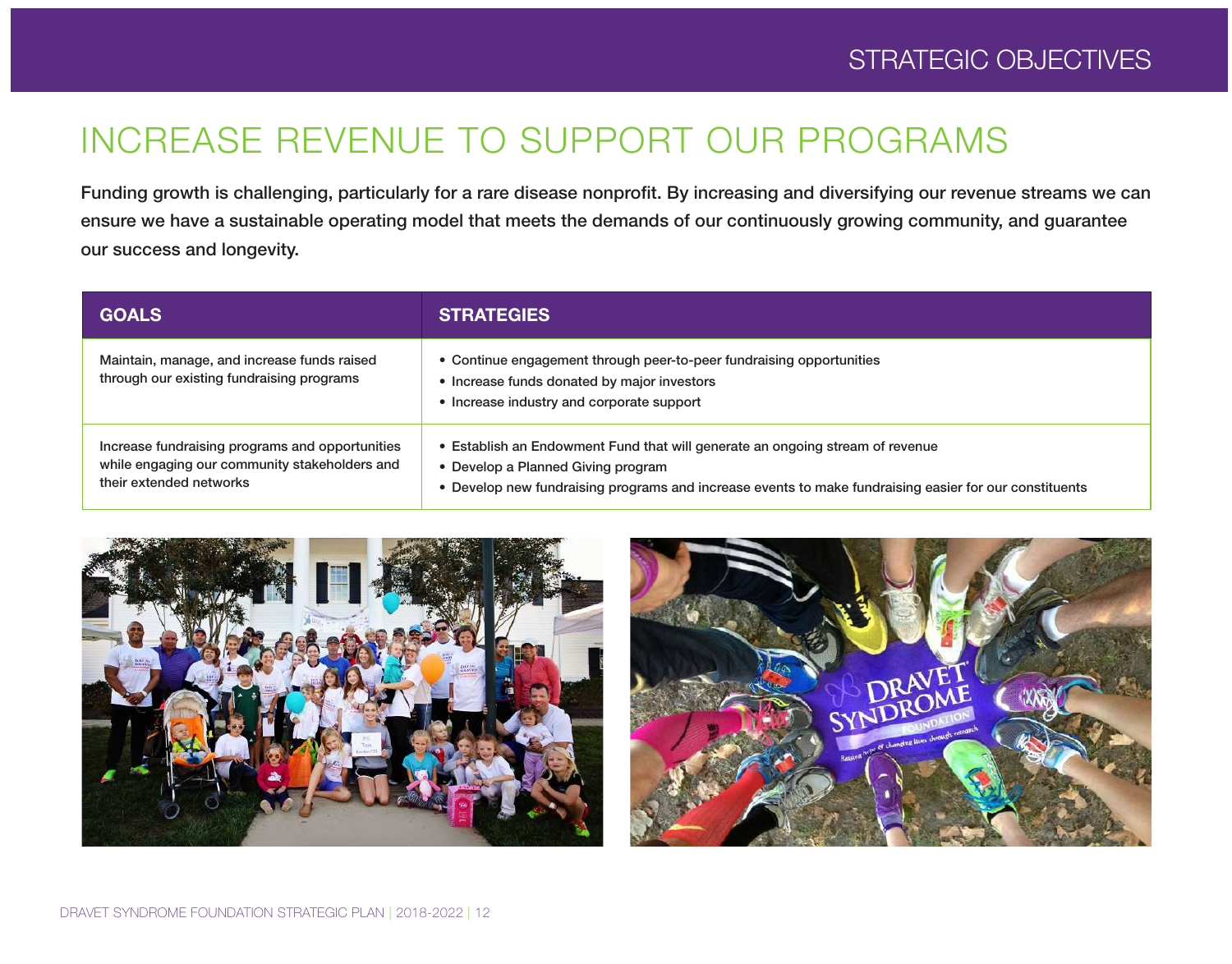# INCREASE REVENUE TO SUPPORT OUR PROGRAMS

**Funding growth is challenging, particularly for a rare disease nonprofit. By increasing and diversifying our revenue streams we can ensure we have a sustainable operating model that meets the demands of our continuously growing community, and guarantee our success and longevity.**

| GOALS | STRATEGIES |
|---|---|
| Maintain, manage, and increase funds raised through our existing fundraising programs | • Continue engagement through peer-to-peer fundraising opportunities<br>• Increase funds donated by major investors<br>• Increase industry and corporate support |
| Increase fundraising programs and opportunities while engaging our community stakeholders and their extended networks | • Establish an Endowment Fund that will generate an ongoing stream of revenue<br>• Develop a Planned Giving program<br>• Develop new fundraising programs and increase events to make fundraising easier for our constituents |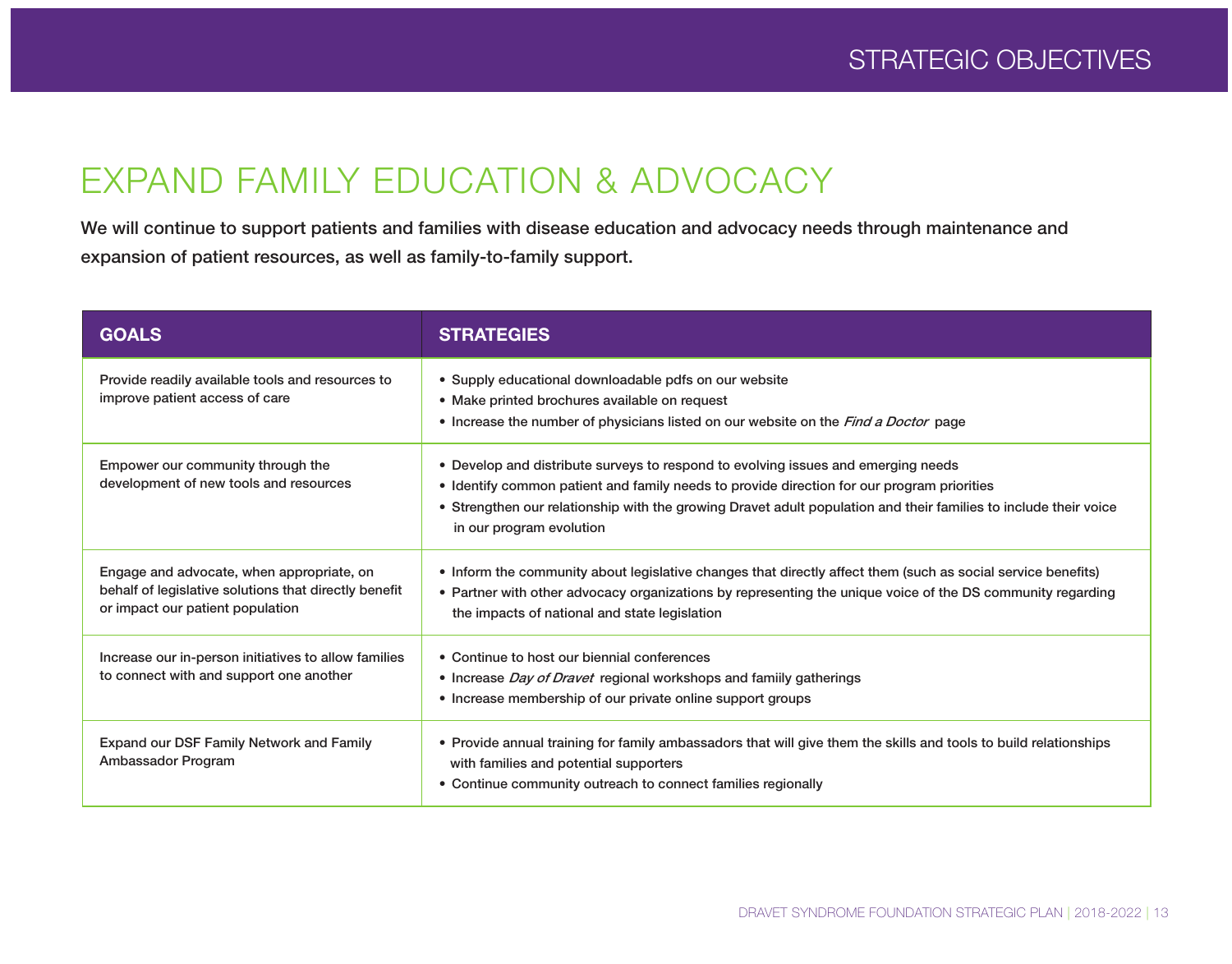# EXPAND FAMILY EDUCATION & ADVOCACY

**We will continue to support patients and families with disease education and advocacy needs through maintenance and expansion of patient resources, as well as family-to-family support.**

| GOALS | STRATEGIES |
| --- | --- |
| Provide readily available tools and resources to improve patient access of care | • Supply educational downloadable pdfs on our website<br>• Make printed brochures available on request<br>• Increase the number of physicians listed on our website on the *Find a Doctor* page |
| Empower our community through the development of new tools and resources | • Develop and distribute surveys to respond to evolving issues and emerging needs<br>• Identify common patient and family needs to provide direction for our program priorities<br>• Strengthen our relationship with the growing Dravet adult population and their families to include their voice in our program evolution |
| Engage and advocate, when appropriate, on behalf of legislative solutions that directly benefit or impact our patient population | • Inform the community about legislative changes that directly affect them (such as social service benefits)<br>• Partner with other advocacy organizations by representing the unique voice of the DS community regarding the impacts of national and state legislation |
| Increase our in-person initiatives to allow families to connect with and support one another | • Continue to host our biennial conferences<br>• Increase *Day of Dravet* regional workshops and famiily gatherings<br>• Increase membership of our private online support groups |
| Expand our DSF Family Network and Family Ambassador Program | • Provide annual training for family ambassadors that will give them the skills and tools to build relationships with families and potential supporters<br>• Continue community outreach to connect families regionally |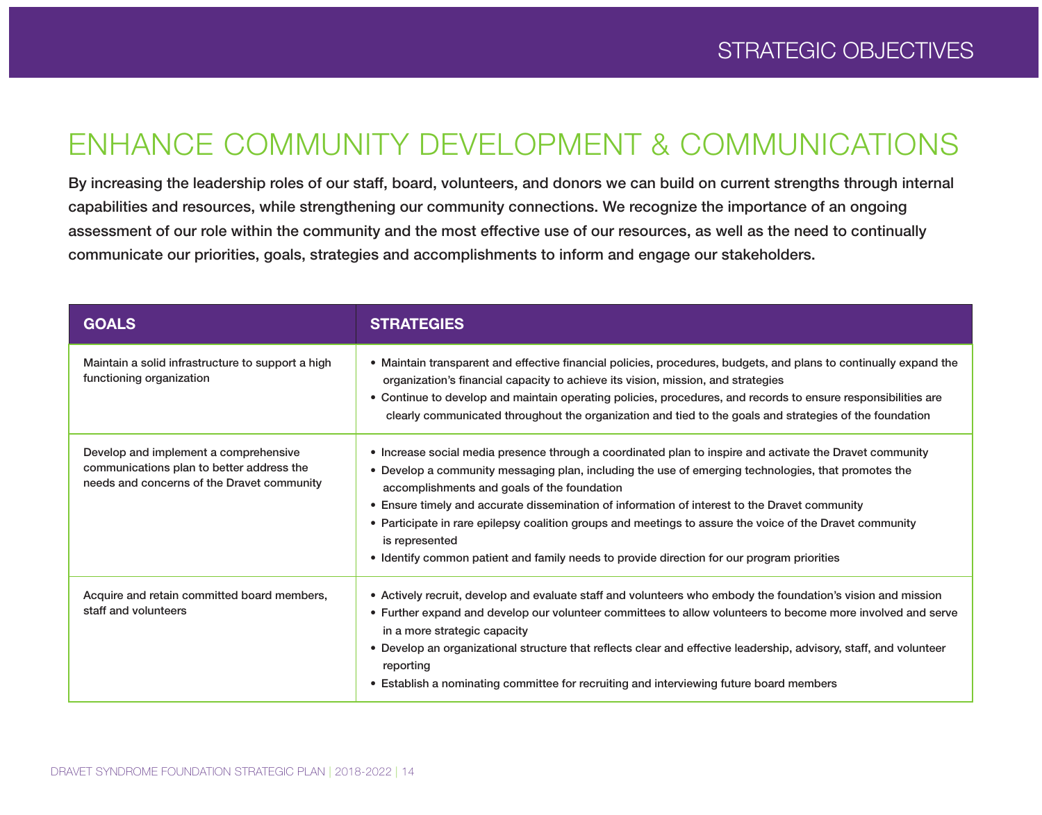# STRATEGIC OBJECTIVES

## ENHANCE COMMUNITY DEVELOPMENT & COMMUNICATIONS

**By increasing the leadership roles of our staff, board, volunteers, and donors we can build on current strengths through internal capabilities and resources, while strengthening our community connections. We recognize the importance of an ongoing assessment of our role within the community and the most effective use of our resources, as well as the need to continually communicate our priorities, goals, strategies and accomplishments to inform and engage our stakeholders.**

| GOALS | STRATEGIES |
| --- | --- |
| Maintain a solid infrastructure to support a high functioning organization | • Maintain transparent and effective financial policies, procedures, budgets, and plans to continually expand the organization's financial capacity to achieve its vision, mission, and strategies<br>• Continue to develop and maintain operating policies, procedures, and records to ensure responsibilities are clearly communicated throughout the organization and tied to the goals and strategies of the foundation |
| Develop and implement a comprehensive communications plan to better address the needs and concerns of the Dravet community | • Increase social media presence through a coordinated plan to inspire and activate the Dravet community<br>• Develop a community messaging plan, including the use of emerging technologies, that promotes the accomplishments and goals of the foundation<br>• Ensure timely and accurate dissemination of information of interest to the Dravet community<br>• Participate in rare epilepsy coalition groups and meetings to assure the voice of the Dravet community is represented<br>• Identify common patient and family needs to provide direction for our program priorities |
| Acquire and retain committed board members, staff and volunteers | • Actively recruit, develop and evaluate staff and volunteers who embody the foundation's vision and mission<br>• Further expand and develop our volunteer committees to allow volunteers to become more involved and serve in a more strategic capacity<br>• Develop an organizational structure that reflects clear and effective leadership, advisory, staff, and volunteer reporting<br>• Establish a nominating committee for recruiting and interviewing future board members |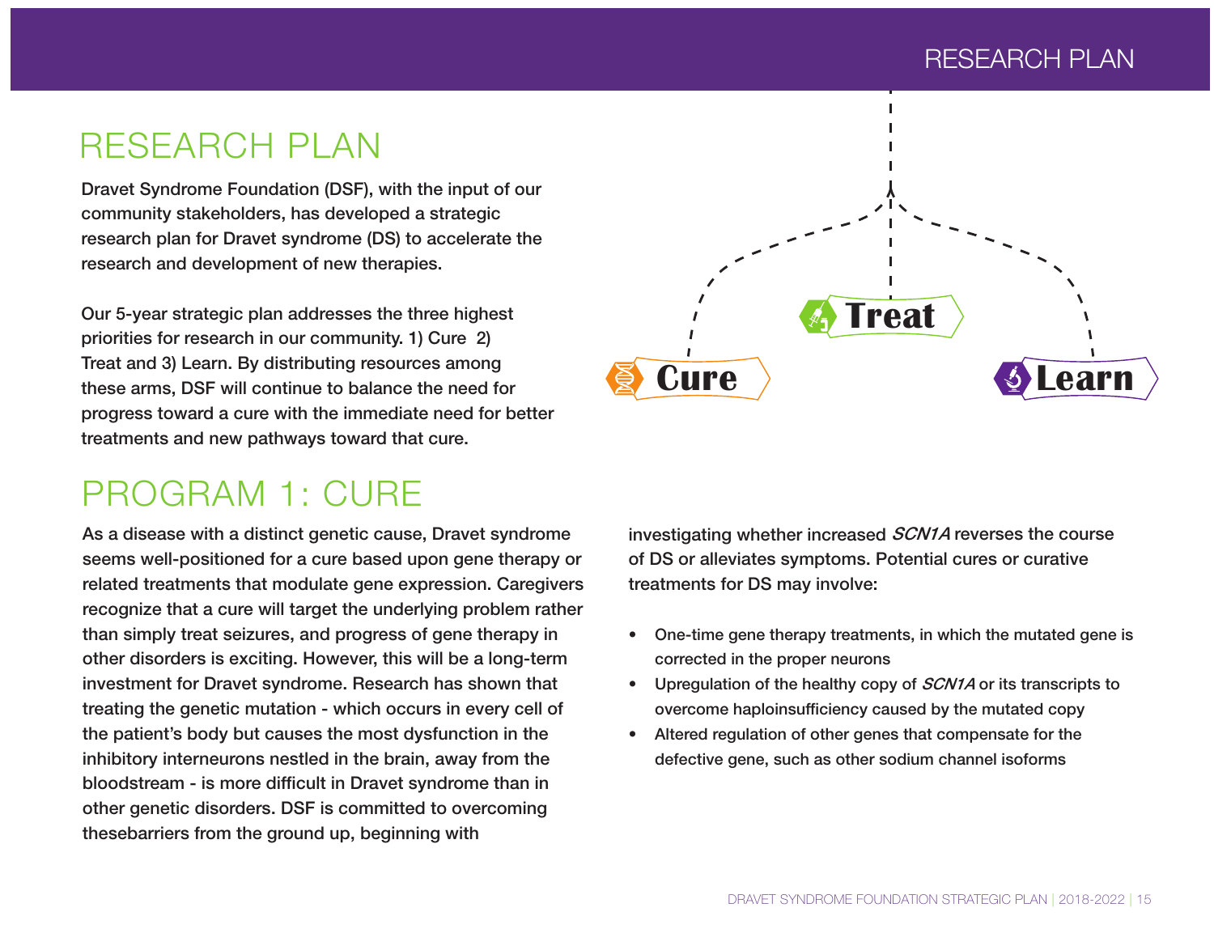# RESEARCH PLAN

Dravet Syndrome Foundation (DSF), with the input of our community stakeholders, has developed a strategic research plan for Dravet syndrome (DS) to accelerate the research and development of new therapies.

Our 5-year strategic plan addresses the three highest priorities for research in our community. 1) Cure 2) Treat and 3) Learn. By distributing resources among these arms, DSF will continue to balance the need for progress toward a cure with the immediate need for better treatments and new pathways toward that cure.

Treat

Cure

Learn

# PROGRAM 1: CURE

As a disease with a distinct genetic cause, Dravet syndrome seems well-positioned for a cure based upon gene therapy or related treatments that modulate gene expression. Caregivers recognize that a cure will target the underlying problem rather than simply treat seizures, and progress of gene therapy in other disorders is exciting. However, this will be a long-term investment for Dravet syndrome. Research has shown that treating the genetic mutation - which occurs in every cell of the patient's body but causes the most dysfunction in the inhibitory interneurons nestled in the brain, away from the bloodstream - is more difficult in Dravet syndrome than in other genetic disorders. DSF is committed to overcoming thesebarriers from the ground up, beginning with investigating whether increased *SCN1A* reverses the course of DS or alleviates symptoms. Potential cures or curative treatments for DS may involve:

- One-time gene therapy treatments, in which the mutated gene is corrected in the proper neurons
- Upregulation of the healthy copy of *SCN1A* or its transcripts to overcome haploinsufficiency caused by the mutated copy
- Altered regulation of other genes that compensate for the defective gene, such as other sodium channel isoforms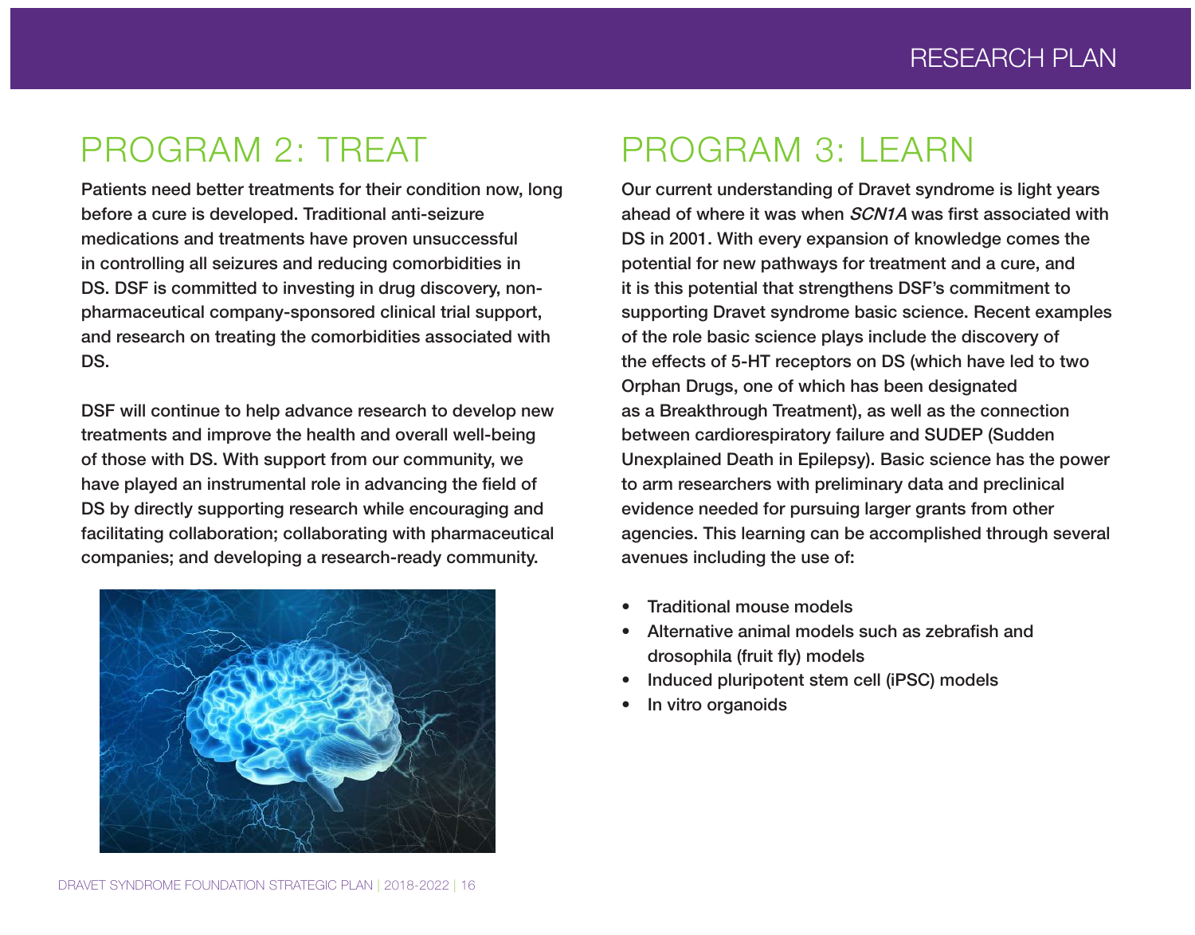## PROGRAM 2: TREAT

Patients need better treatments for their condition now, long before a cure is developed. Traditional anti-seizure medications and treatments have proven unsuccessful in controlling all seizures and reducing comorbidities in DS. DSF is committed to investing in drug discovery, non-pharmaceutical company-sponsored clinical trial support, and research on treating the comorbidities associated with DS.

DSF will continue to help advance research to develop new treatments and improve the health and overall well-being of those with DS. With support from our community, we have played an instrumental role in advancing the field of DS by directly supporting research while encouraging and facilitating collaboration; collaborating with pharmaceutical companies; and developing a research-ready community.

## PROGRAM 3: LEARN

Our current understanding of Dravet syndrome is light years ahead of where it was when *SCN1A* was first associated with DS in 2001. With every expansion of knowledge comes the potential for new pathways for treatment and a cure, and it is this potential that strengthens DSF's commitment to supporting Dravet syndrome basic science. Recent examples of the role basic science plays include the discovery of the effects of 5-HT receptors on DS (which have led to two Orphan Drugs, one of which has been designated as a Breakthrough Treatment), as well as the connection between cardiorespiratory failure and SUDEP (Sudden Unexplained Death in Epilepsy). Basic science has the power to arm researchers with preliminary data and preclinical evidence needed for pursuing larger grants from other agencies. This learning can be accomplished through several avenues including the use of:

- Traditional mouse models
- Alternative animal models such as zebrafish and drosophila (fruit fly) models
- Induced pluripotent stem cell (iPSC) models
- In vitro organoids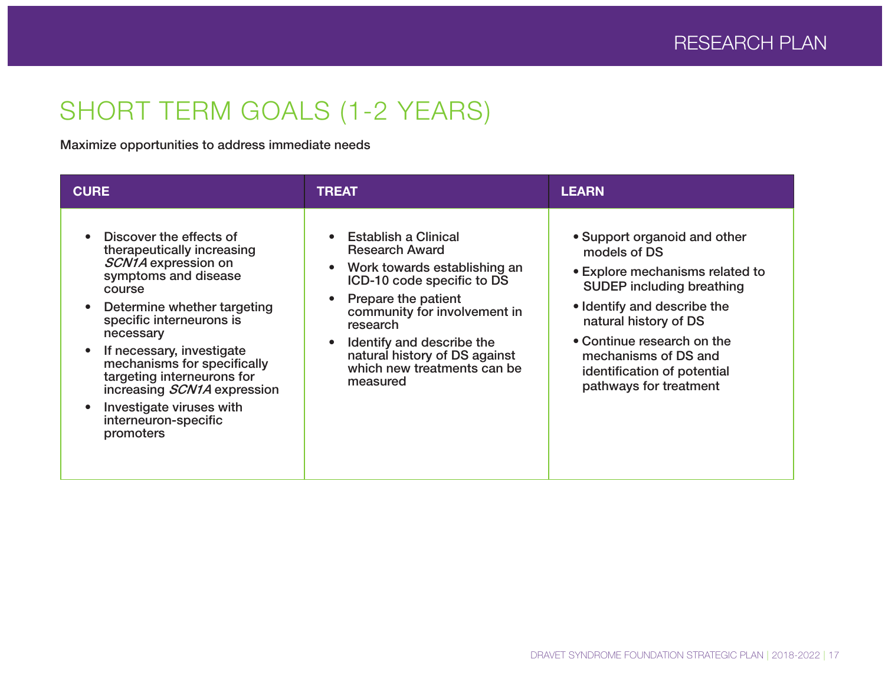# SHORT TERM GOALS (1-2 YEARS)

Maximize opportunities to address immediate needs

| CURE | TREAT | LEARN |
| --- | --- | --- |
| • Discover the effects of therapeutically increasing *SCN1A* expression on symptoms and disease course<br>• Determine whether targeting specific interneurons is necessary<br>• If necessary, investigate mechanisms for specifically targeting interneurons for increasing *SCN1A* expression<br>• Investigate viruses with interneuron-specific promoters | • Establish a Clinical Research Award<br>• Work towards establishing an ICD-10 code specific to DS<br>• Prepare the patient community for involvement in research<br>• Identify and describe the natural history of DS against which new treatments can be measured | • Support organoid and other models of DS<br>• Explore mechanisms related to SUDEP including breathing<br>• Identify and describe the natural history of DS<br>• Continue research on the mechanisms of DS and identification of potential pathways for treatment |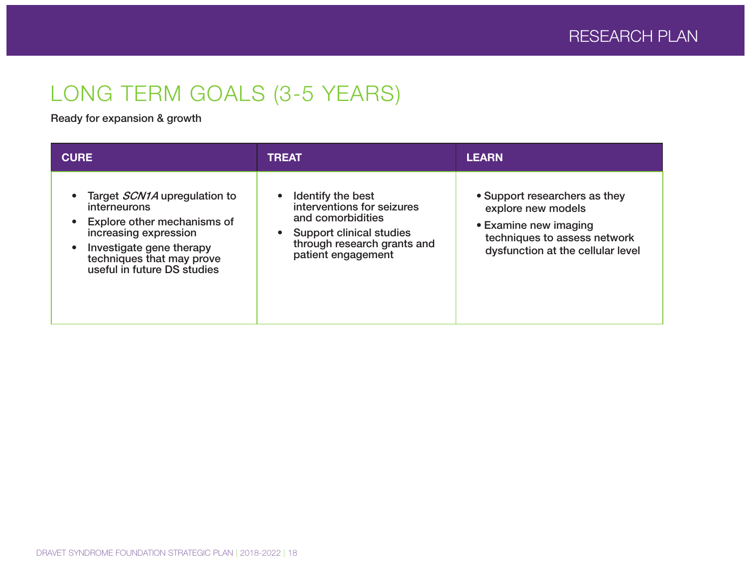# LONG TERM GOALS (3-5 YEARS)

**Ready for expansion & growth**

| CURE | TREAT | LEARN |
| --- | --- | --- |
| • Target *SCN1A* upregulation to interneurons<br>• Explore other mechanisms of increasing expression<br>• Investigate gene therapy techniques that may prove useful in future DS studies | • Identify the best interventions for seizures and comorbidities<br>• Support clinical studies through research grants and patient engagement | • Support researchers as they explore new models<br>• Examine new imaging techniques to assess network dysfunction at the cellular level |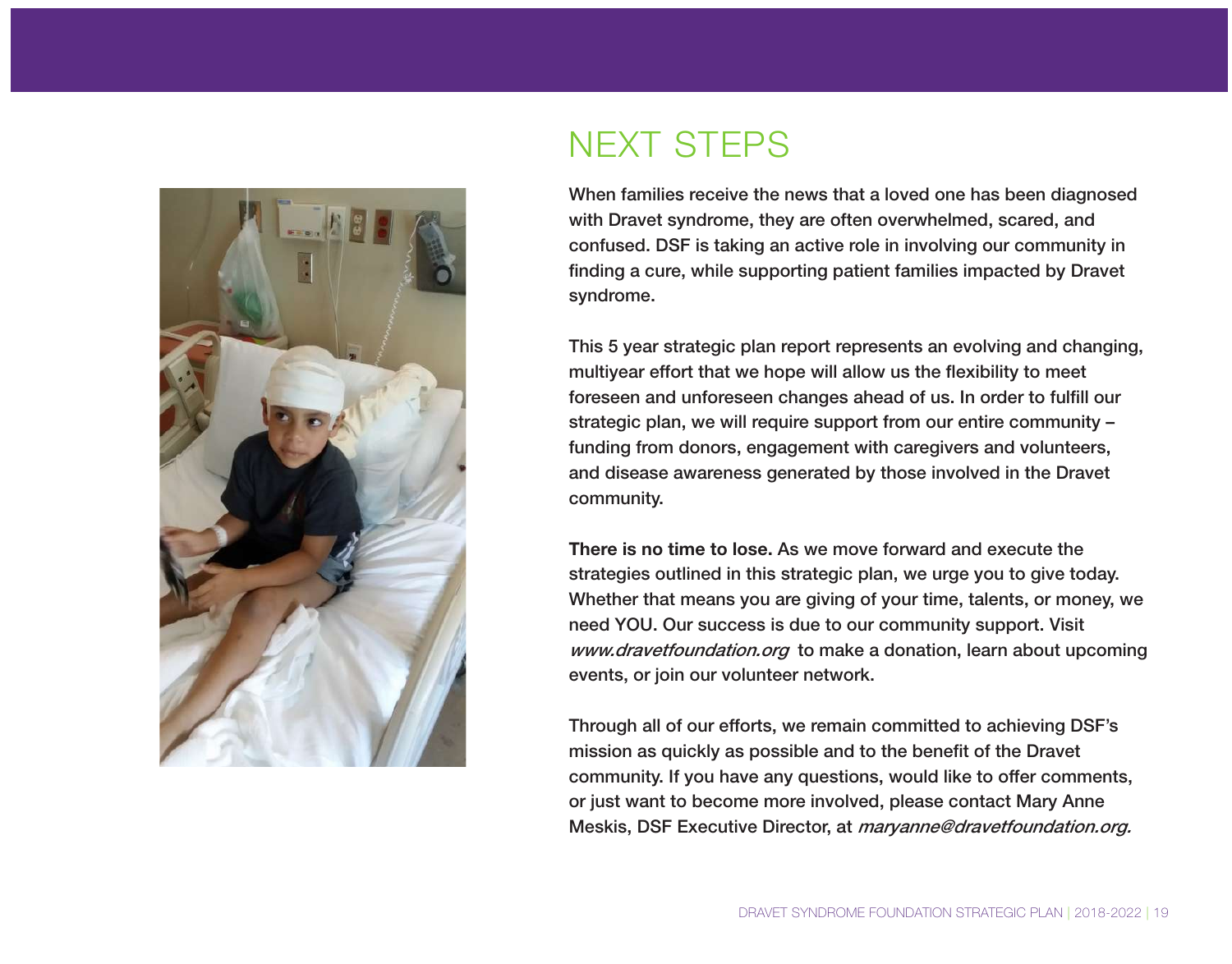# NEXT STEPS

When families receive the news that a loved one has been diagnosed with Dravet syndrome, they are often overwhelmed, scared, and confused. DSF is taking an active role in involving our community in finding a cure, while supporting patient families impacted by Dravet syndrome.

This 5 year strategic plan report represents an evolving and changing, multiyear effort that we hope will allow us the flexibility to meet foreseen and unforeseen changes ahead of us. In order to fulfill our strategic plan, we will require support from our entire community – funding from donors, engagement with caregivers and volunteers, and disease awareness generated by those involved in the Dravet community.

**There is no time to lose.** As we move forward and execute the strategies outlined in this strategic plan, we urge you to give today. Whether that means you are giving of your time, talents, or money, we need YOU. Our success is due to our community support. Visit *www.dravetfoundation.org* to make a donation, learn about upcoming events, or join our volunteer network.

Through all of our efforts, we remain committed to achieving DSF's mission as quickly as possible and to the benefit of the Dravet community. If you have any questions, would like to offer comments, or just want to become more involved, please contact Mary Anne Meskis, DSF Executive Director, at *maryanne@dravetfoundation.org.*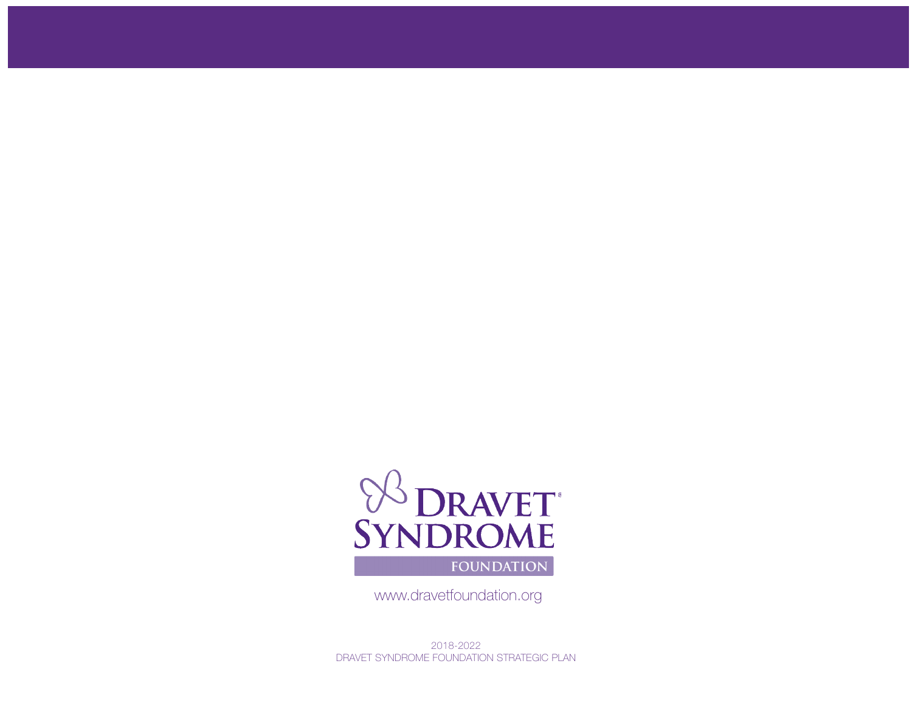DRAVET SYNDROME FOUNDATION

www.dravetfoundation.org

2018-2022
DRAVET SYNDROME FOUNDATION STRATEGIC PLAN